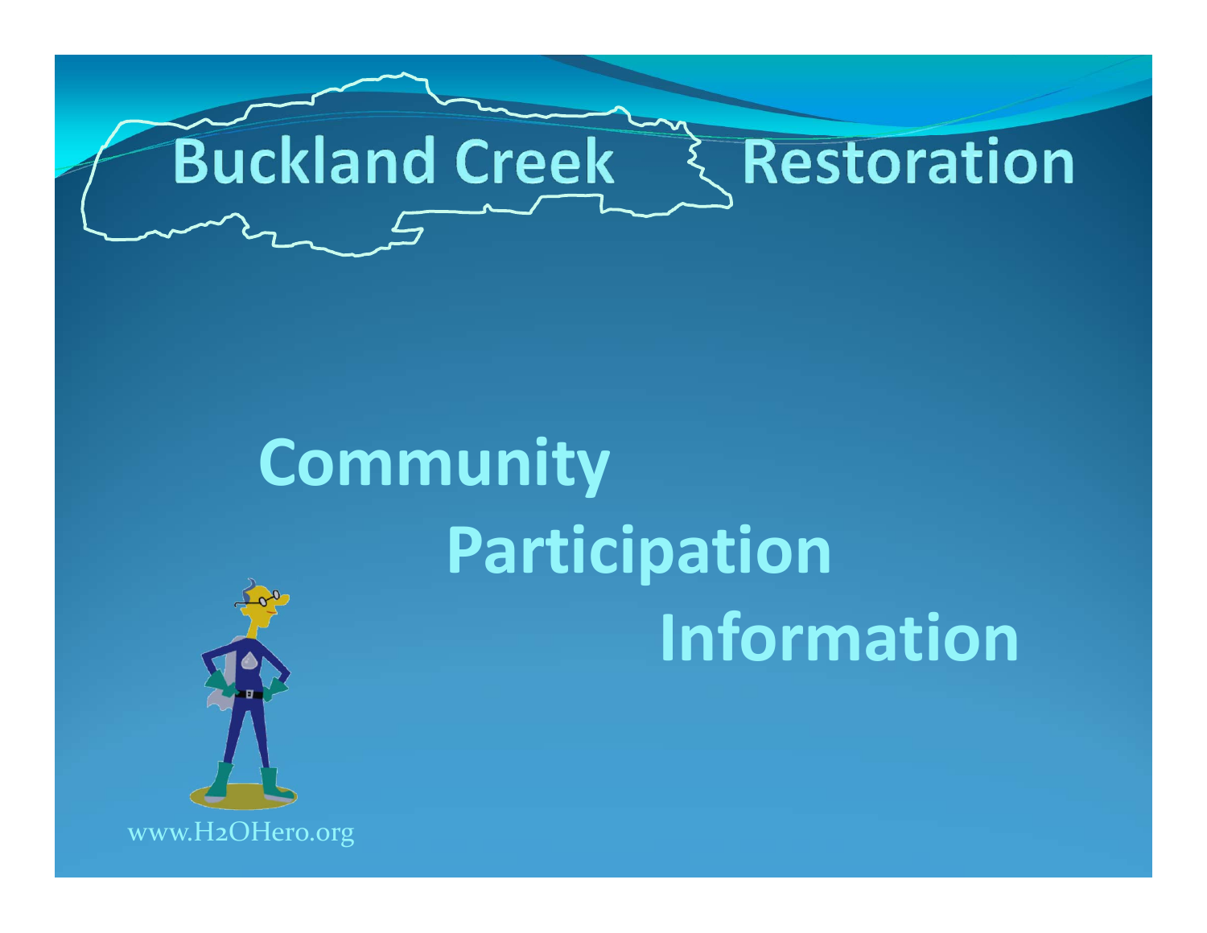# Buckland Creek Restoration

## Community Participation Information

www.H2OHero.org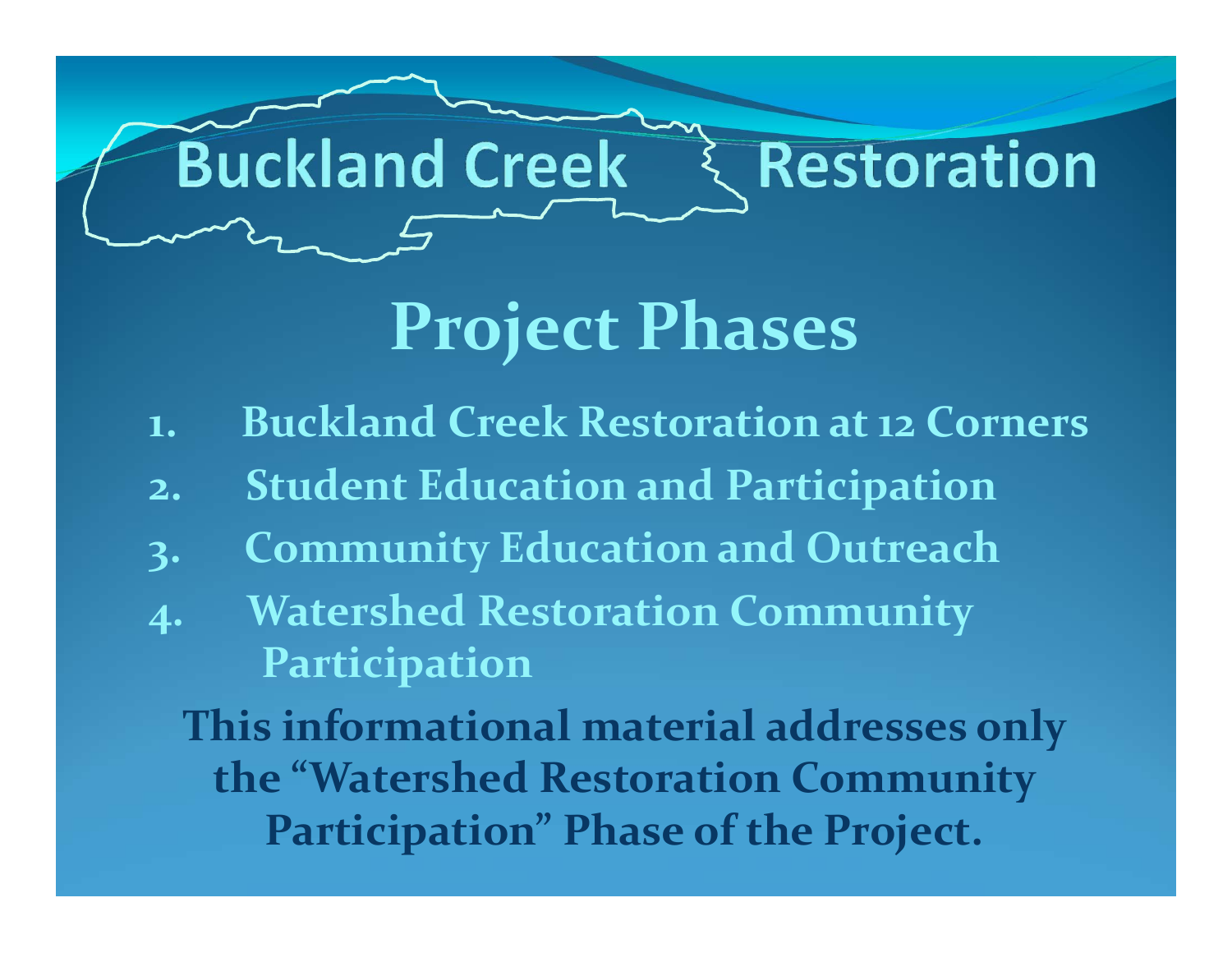# Buckland Creek Restoration

## Project Phases

1. Buckland Creek Restoration at 12 Corners
2. Student Education and Participation
3. Community Education and Outreach
4. Watershed Restoration Community Participation

**This informational material addresses only the "Watershed Restoration Community Participation" Phase of the Project.**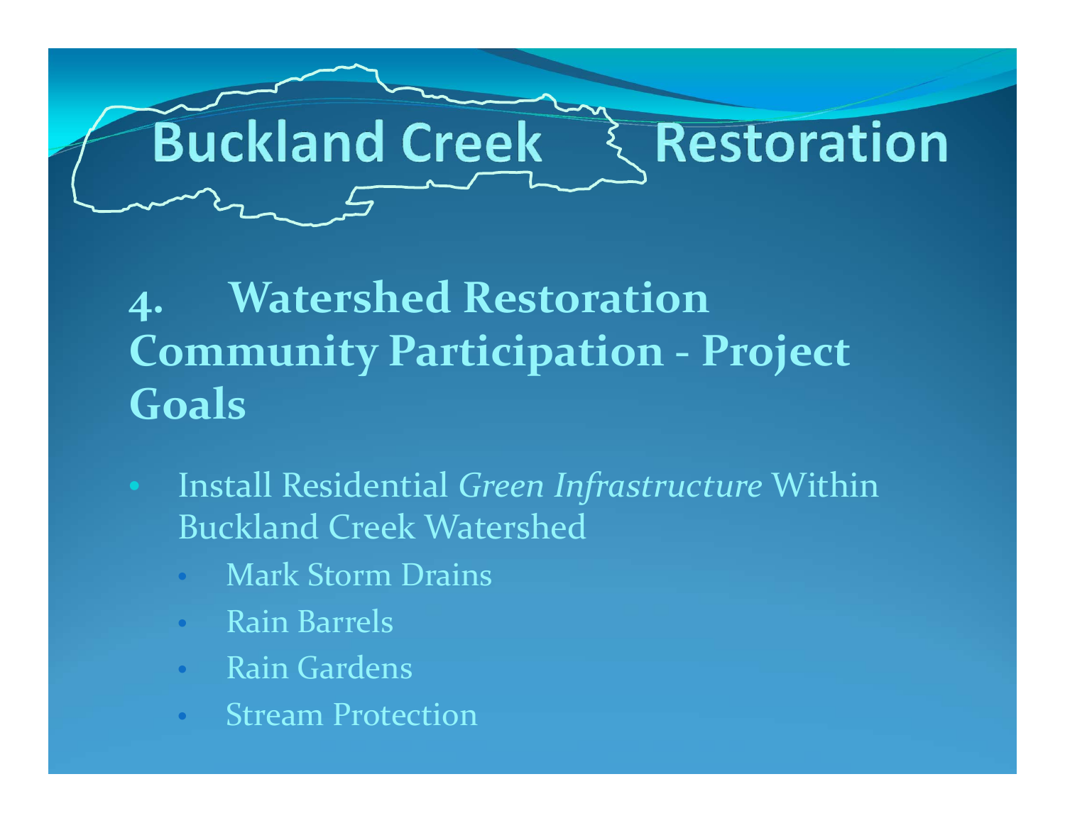# Buckland Creek Restoration

## 4. Watershed Restoration Community Participation - Project Goals

- Install Residential *Green Infrastructure* Within Buckland Creek Watershed
  - Mark Storm Drains
  - Rain Barrels
  - Rain Gardens
  - Stream Protection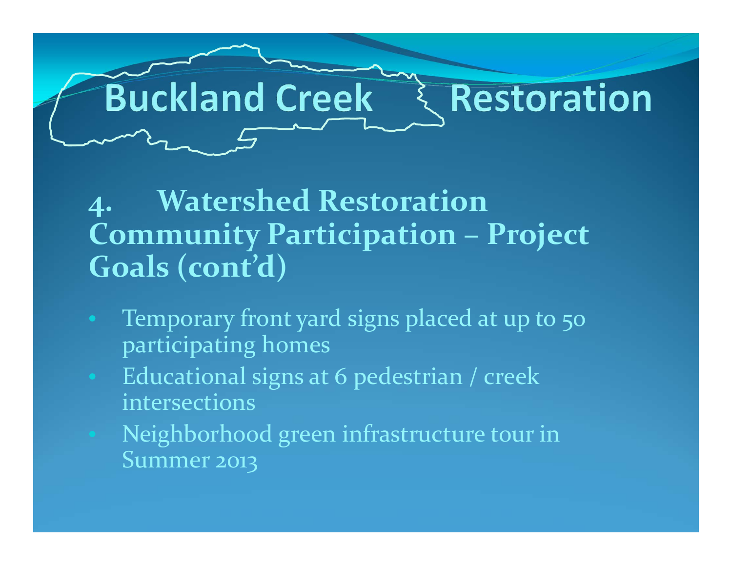# Buckland Creek Restoration

## 4. Watershed Restoration Community Participation – Project Goals (cont'd)

- Temporary front yard signs placed at up to 50 participating homes
- Educational signs at 6 pedestrian / creek intersections
- Neighborhood green infrastructure tour in Summer 2013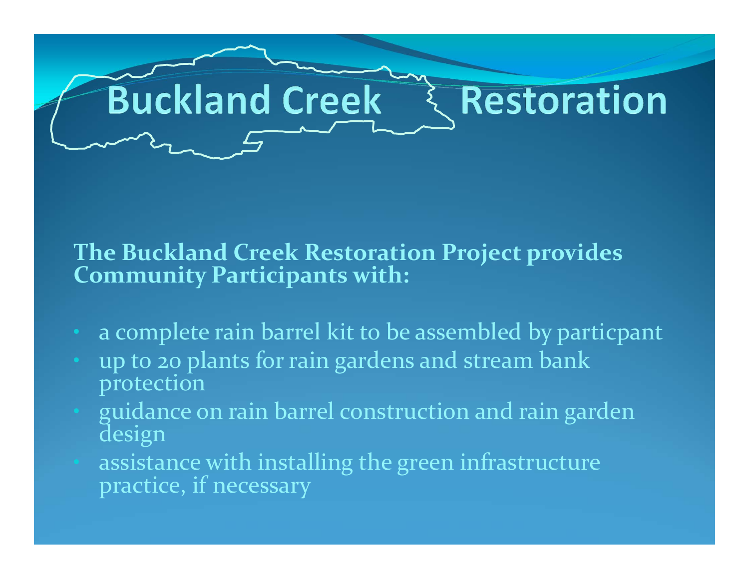# Buckland Creek Restoration

**The Buckland Creek Restoration Project provides Community Participants with:**

- a complete rain barrel kit to be assembled by particpant
- up to 20 plants for rain gardens and stream bank protection
- guidance on rain barrel construction and rain garden design
- assistance with installing the green infrastructure practice, if necessary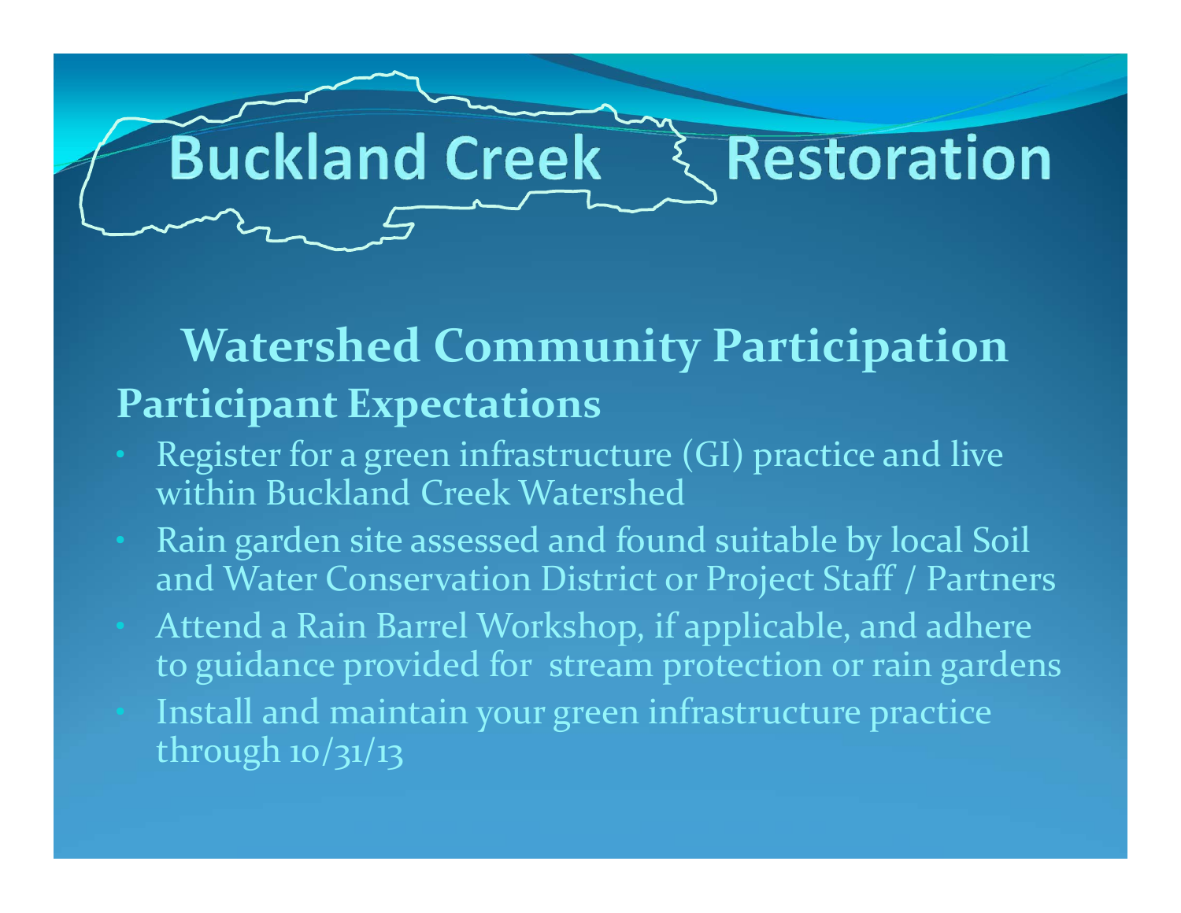# Buckland Creek Restoration

## Watershed Community Participation

### Participant Expectations

- Register for a green infrastructure (GI) practice and live within Buckland Creek Watershed
- Rain garden site assessed and found suitable by local Soil and Water Conservation District or Project Staff / Partners
- Attend a Rain Barrel Workshop, if applicable, and adhere to guidance provided for stream protection or rain gardens
- Install and maintain your green infrastructure practice through 10/31/13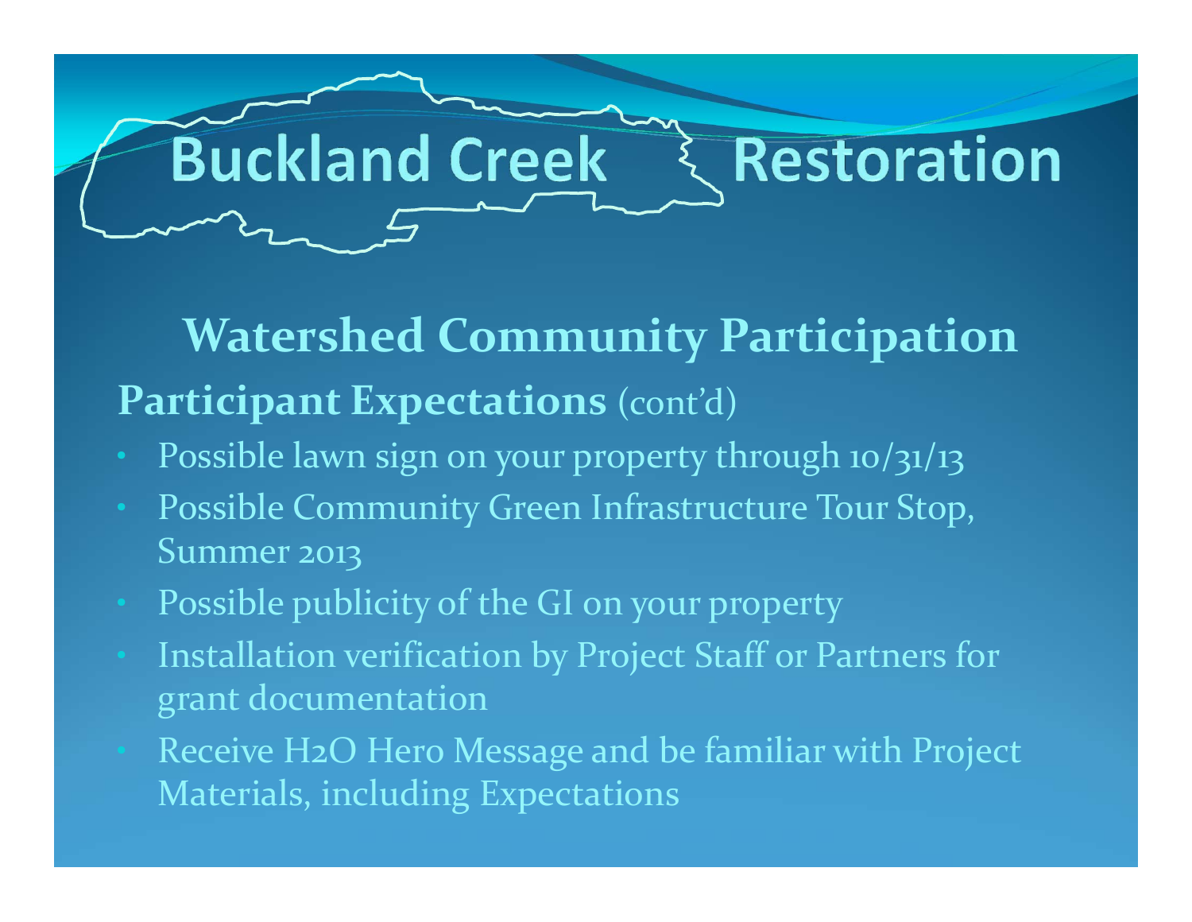# Buckland Creek Restoration

## Watershed Community Participation

### **Participant Expectations** (cont'd)

- Possible lawn sign on your property through 10/31/13
- Possible Community Green Infrastructure Tour Stop, Summer 2013
- Possible publicity of the GI on your property
- Installation verification by Project Staff or Partners for grant documentation
- Receive H2O Hero Message and be familiar with Project Materials, including Expectations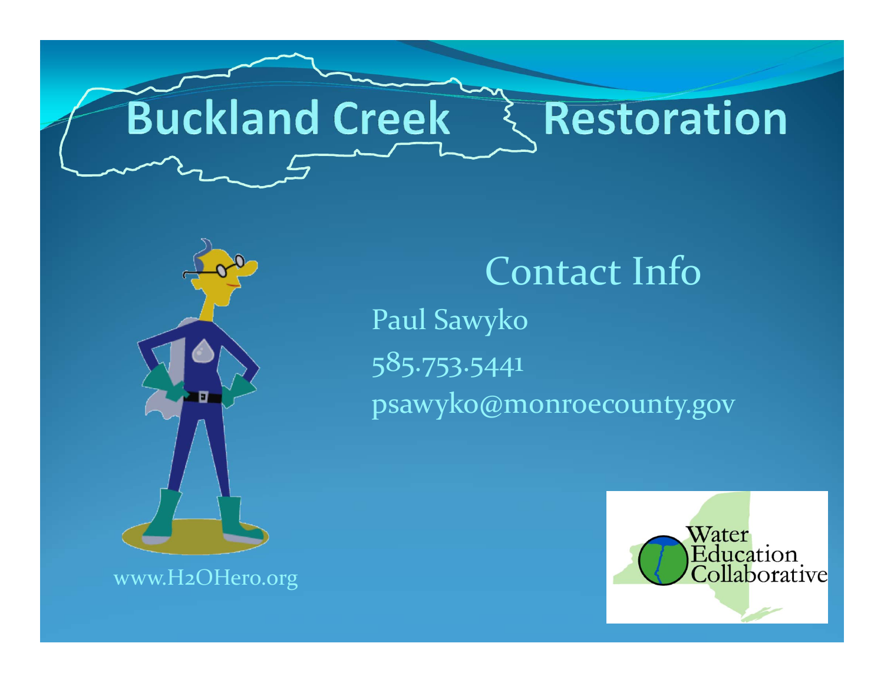# Buckland Creek Restoration

## Contact Info

Paul Sawyko

585.753.5441

psawyko@monroecounty.gov

www.H2OHero.org

Water Education Collaborative